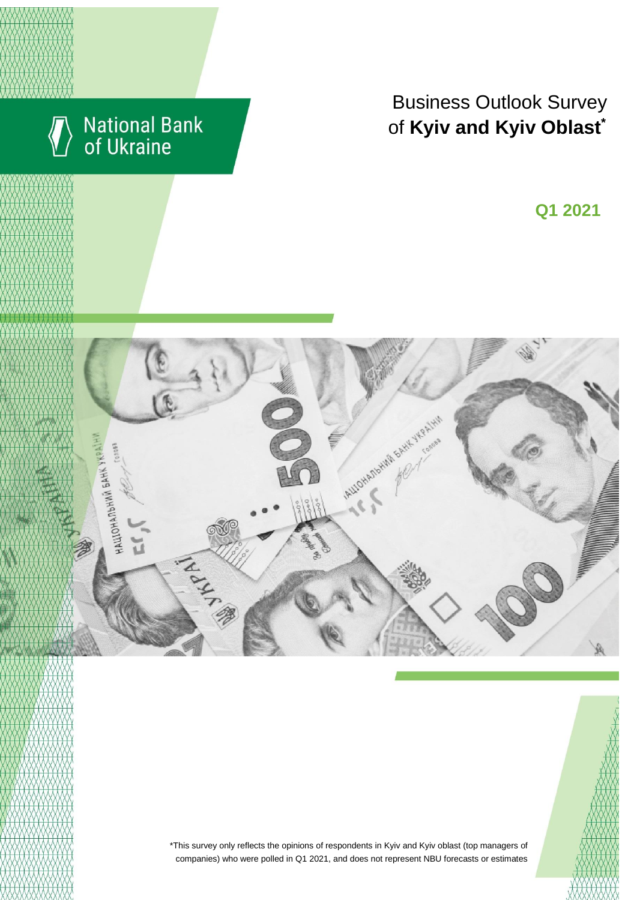National Bank of Ukraine

# Business Outlook Survey of **Kyiv and Kyiv Oblast***

**Q1 2021**

*This survey only reflects the opinions of respondents in Kyiv and Kyiv oblast (top managers of companies) who were polled in Q1 2021, and does not represent NBU forecasts or estimates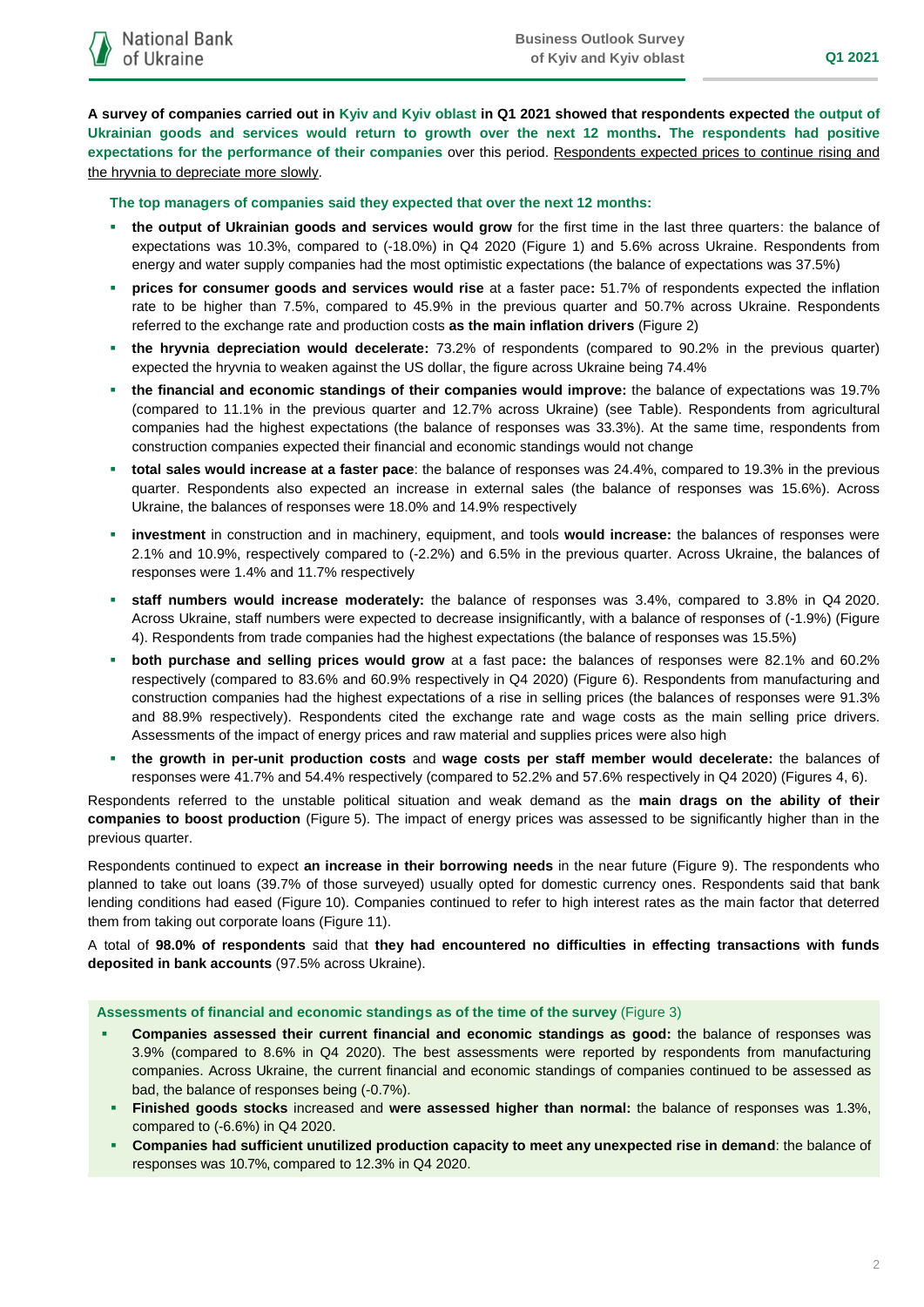**A survey of companies carried out in Kyiv and Kyiv oblast in Q1 2021 showed that respondents expected the output of Ukrainian goods and services would return to growth over the next 12 months. The respondents had positive expectations for the performance of their companies** over this period. Respondents expected prices to continue rising and the hryvnia to depreciate more slowly.

**The top managers of companies said they expected that over the next 12 months:**

- **the output of Ukrainian goods and services would grow** for the first time in the last three quarters: the balance of expectations was 10.3%, compared to (-18.0%) in Q4 2020 (Figure 1) and 5.6% across Ukraine. Respondents from energy and water supply companies had the most optimistic expectations (the balance of expectations was 37.5%)
- **prices for consumer goods and services would rise** at a faster pace**:** 51.7% of respondents expected the inflation rate to be higher than 7.5%, compared to 45.9% in the previous quarter and 50.7% across Ukraine. Respondents referred to the exchange rate and production costs **as the main inflation drivers** (Figure 2)
- **the hryvnia depreciation would decelerate:** 73.2% of respondents (compared to 90.2% in the previous quarter) expected the hryvnia to weaken against the US dollar, the figure across Ukraine being 74.4%
- **the financial and economic standings of their companies would improve:** the balance of expectations was 19.7% (compared to 11.1% in the previous quarter and 12.7% across Ukraine) (see Table). Respondents from agricultural companies had the highest expectations (the balance of responses was 33.3%). At the same time, respondents from construction companies expected their financial and economic standings would not change
- **total sales would increase at a faster pace**: the balance of responses was 24.4%, compared to 19.3% in the previous quarter. Respondents also expected an increase in external sales (the balance of responses was 15.6%). Across Ukraine, the balances of responses were 18.0% and 14.9% respectively
- **investment** in construction and in machinery, equipment, and tools **would increase:** the balances of responses were 2.1% and 10.9%, respectively compared to (-2.2%) and 6.5% in the previous quarter. Across Ukraine, the balances of responses were 1.4% and 11.7% respectively
- **staff numbers would increase moderately:** the balance of responses was 3.4%, compared to 3.8% in Q4 2020. Across Ukraine, staff numbers were expected to decrease insignificantly, with a balance of responses of (-1.9%) (Figure 4). Respondents from trade companies had the highest expectations (the balance of responses was 15.5%)
- **both purchase and selling prices would grow** at a fast pace**:** the balances of responses were 82.1% and 60.2% respectively (compared to 83.6% and 60.9% respectively in Q4 2020) (Figure 6). Respondents from manufacturing and construction companies had the highest expectations of a rise in selling prices (the balances of responses were 91.3% and 88.9% respectively). Respondents cited the exchange rate and wage costs as the main selling price drivers. Assessments of the impact of energy prices and raw material and supplies prices were also high
- **the growth in per-unit production costs** and **wage costs per staff member would decelerate:** the balances of responses were 41.7% and 54.4% respectively (compared to 52.2% and 57.6% respectively in Q4 2020) (Figures 4, 6).

Respondents referred to the unstable political situation and weak demand as the **main drags on the ability of their companies to boost production** (Figure 5). The impact of energy prices was assessed to be significantly higher than in the previous quarter.

Respondents continued to expect **an increase in their borrowing needs** in the near future (Figure 9). The respondents who planned to take out loans (39.7% of those surveyed) usually opted for domestic currency ones. Respondents said that bank lending conditions had eased (Figure 10). Companies continued to refer to high interest rates as the main factor that deterred them from taking out corporate loans (Figure 11).

A total of **98.0% of respondents** said that **they had encountered no difficulties in effecting transactions with funds deposited in bank accounts** (97.5% across Ukraine).

**Assessments of financial and economic standings as of the time of the survey** (Figure 3)

- **Companies assessed their current financial and economic standings as good:** the balance of responses was 3.9% (compared to 8.6% in Q4 2020). The best assessments were reported by respondents from manufacturing companies. Across Ukraine, the current financial and economic standings of companies continued to be assessed as bad, the balance of responses being (-0.7%).
- **Finished goods stocks** increased and **were assessed higher than normal:** the balance of responses was 1.3%, compared to (-6.6%) in Q4 2020.
- **Companies had sufficient unutilized production capacity to meet any unexpected rise in demand**: the balance of responses was 10.7%, compared to 12.3% in Q4 2020.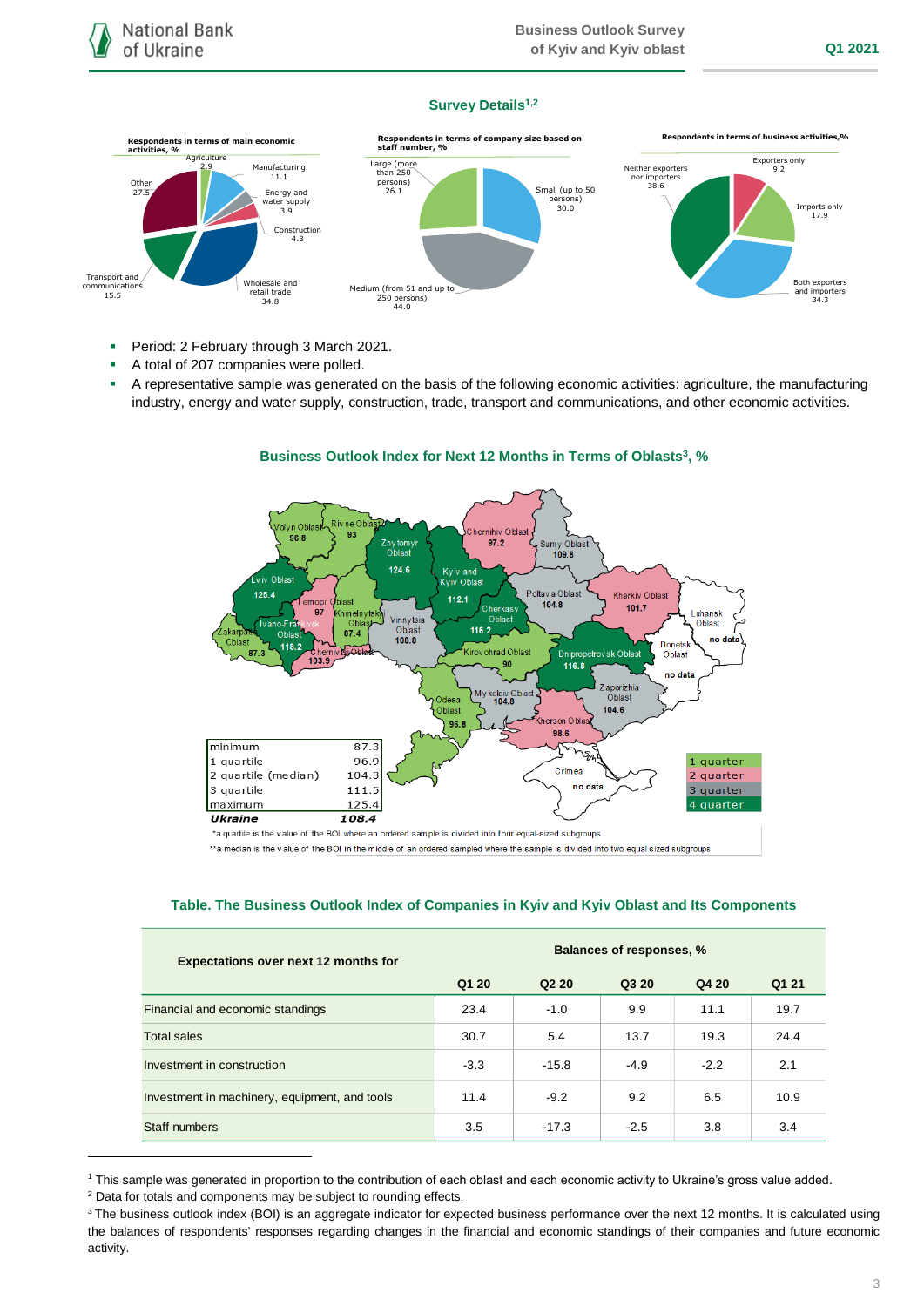## Survey Details[1,2]

**Respondents in terms of main economic activities, %**

- Agriculture 2.9
- Manufacturing 11.1
- Energy and water supply 3.9
- Construction 4.3
- Wholesale and retail trade 34.8
- Transport and communications 15.5
- Other 27.5

**Respondents in terms of company size based on staff number, %**

- Small (up to 50 persons) 30.0
- Medium (from 51 and up to 250 persons) 44.0
- Large (more than 250 persons) 26.1

**Respondents in terms of business activities, %**

- Exporters only 9.2
- Imports only 17.9
- Both exporters and importers 34.3
- Neither exporters nor importers 38.6

- Period: 2 February through 3 March 2021.
- A total of 207 companies were polled.
- A representative sample was generated on the basis of the following economic activities: agriculture, the manufacturing industry, energy and water supply, construction, trade, transport and communications, and other economic activities.

## Business Outlook Index for Next 12 Months in Terms of Oblasts[3], %

Volyn Oblast 96.8; Rivne Oblast 93; Zhytomyr Oblast 124.6; Chernihiv Oblast 97.2; Sumy Oblast 109.8; Lviv Oblast 125.4; Ternopil Oblast 97; Khmelnytskyi Oblast 87.4; Vinnytsia Oblast 108.8; Kyiv and Kyiv Oblast 112.1; Poltava Oblast 104.8; Kharkiv Oblast 101.7; Luhansk Oblast no data; Zakarpattia Oblast 87.3; Ivano-Frankivsk Oblast 118.2; Chernivtsi Oblast 103.9; Cherkasy Oblast 116.2; Kirovohrad Oblast 90; Dnipropetrovsk Oblast 116.8; Donetsk Oblast no data; Odesa Oblast 96.8; Mykolaiv Oblast 104.8; Zaporizhia Oblast 104.6; Kherson Oblast 98.6; Crimea no data

| | |
|---|---|
| minimum | 87.3 |
| 1 quartile | 96.9 |
| 2 quartile (median) | 104.3 |
| 3 quartile | 111.5 |
| maximum | 125.4 |
| ***Ukraine*** | ***108.4*** |

Legend: 1 quarter; 2 quarter; 3 quarter; 4 quarter

*a quartile is the value of the BOI where an ordered sample is divided into four equal-sized subgroups

**a median is the value of the BOI in the middle of an ordered sampled where the sample is divided into two equal-sized subgroups

## Table. The Business Outlook Index of Companies in Kyiv and Kyiv Oblast and Its Components

| Expectations over next 12 months for | Balances of responses, % | | | | |
|---|---|---|---|---|---|
| | Q1 20 | Q2 20 | Q3 20 | Q4 20 | Q1 21 |
| Financial and economic standings | 23.4 | -1.0 | 9.9 | 11.1 | 19.7 |
| Total sales | 30.7 | 5.4 | 13.7 | 19.3 | 24.4 |
| Investment in construction | -3.3 | -15.8 | -4.9 | -2.2 | 2.1 |
| Investment in machinery, equipment, and tools | 11.4 | -9.2 | 9.2 | 6.5 | 10.9 |
| Staff numbers | 3.5 | -17.3 | -2.5 | 3.8 | 3.4 |

---

[1] This sample was generated in proportion to the contribution of each oblast and each economic activity to Ukraine's gross value added.

[2] Data for totals and components may be subject to rounding effects.

[3] The business outlook index (BOI) is an aggregate indicator for expected business performance over the next 12 months. It is calculated using the balances of respondents' responses regarding changes in the financial and economic standings of their companies and future economic activity.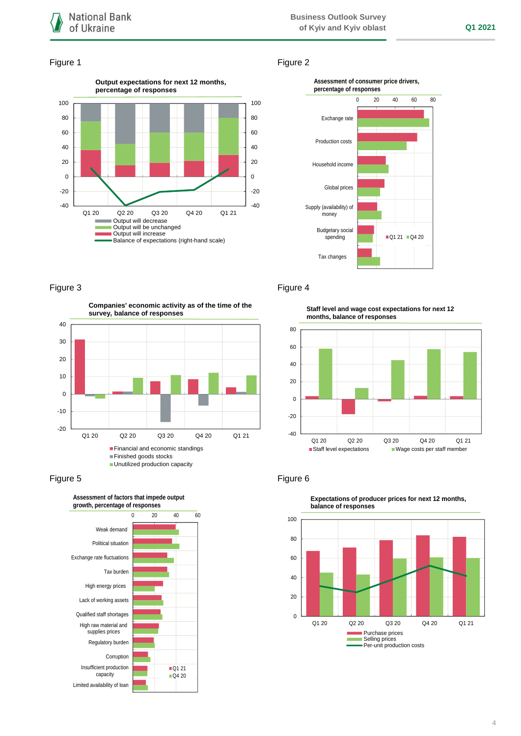## Figure 1

**Output expectations for next 12 months, percentage of responses**

Q1 20, Q2 20, Q3 20, Q4 20, Q1 21

- Output will decrease
- Output will be unchanged
- Output will increase
- Balance of expectations (right-hand scale)

## Figure 2

**Assessment of consumer price drivers, percentage of responses**

- Exchange rate
- Production costs
- Household income
- Global prices
- Supply (availability) of money
- Budgetary social spending
- Tax changes

Q1 21, Q4 20

## Figure 3

**Companies' economic activity as of the time of the survey, balance of responses**

Q1 20, Q2 20, Q3 20, Q4 20, Q1 21

- Financial and economic standings
- Finished goods stocks
- Unutilized production capacity

## Figure 4

**Staff level and wage cost expectations for next 12 months, balance of responses**

Q1 20, Q2 20, Q3 20, Q4 20, Q1 21

- Staff level expectations
- Wage costs per staff member

## Figure 5

**Assessment of factors that impede output growth, percentage of responses**

- Weak demand
- Political situation
- Exchange rate fluctuations
- Tax burden
- High energy prices
- Lack of working assets
- Qualified staff shortages
- High raw material and supplies prices
- Regulatory burden
- Corruption
- Insufficient production capacity
- Limited availability of loan

Q1 21, Q4 20

## Figure 6

**Expectations of producer prices for next 12 months, balance of responses**

Q1 20, Q2 20, Q3 20, Q4 20, Q1 21

- Purchase prices
- Selling prices
- Per-unit production costs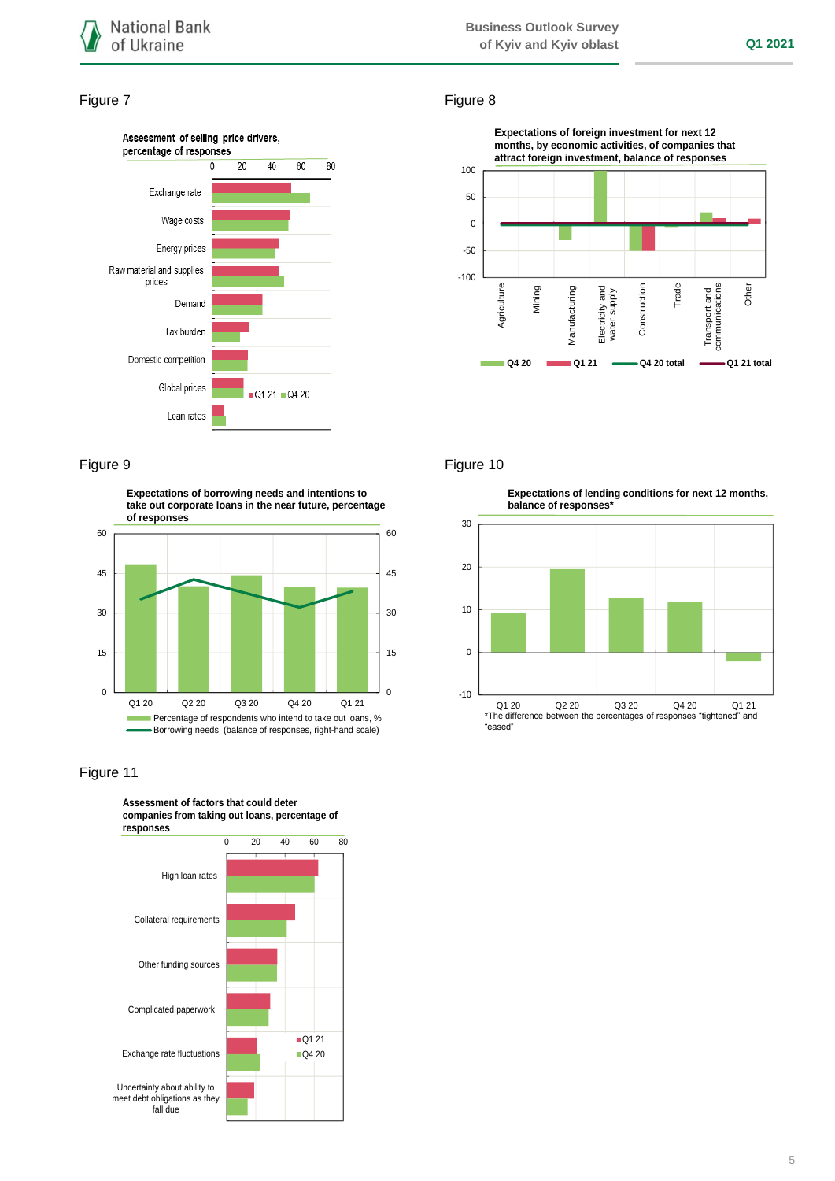## Figure 7

Assessment of selling price drivers, percentage of responses

0 20 40 60 80

Exchange rate
Wage costs
Energy prices
Raw material and supplies prices
Demand
Tax burden
Domestic competition
Global prices
Loan rates

Q1 21 Q4 20

## Figure 8

Expectations of foreign investment for next 12 months, by economic activities, of companies that attract foreign investment, balance of responses

100
50
0
-50
-100

Agriculture
Mining
Manufacturing
Electricity and water supply
Construction
Trade
Transport and communications
Other

Q4 20 Q1 21 Q4 20 total Q1 21 total

## Figure 9

Expectations of borrowing needs and intentions to take out corporate loans in the near future, percentage of responses

60 45 30 15 0

Q1 20 Q2 20 Q3 20 Q4 20 Q1 21

Percentage of respondents who intend to take out loans, %
Borrowing needs (balance of responses, right-hand scale)

## Figure 10

Expectations of lending conditions for next 12 months, balance of responses*

30 20 10 0 -10

Q1 20 Q2 20 Q3 20 Q4 20 Q1 21

*The difference between the percentages of responses "tightened" and "eased"

## Figure 11

Assessment of factors that could deter companies from taking out loans, percentage of responses

0 20 40 60 80

High loan rates
Collateral requirements
Other funding sources
Complicated paperwork
Exchange rate fluctuations
Uncertainty about ability to meet debt obligations as they fall due

Q1 21
Q4 20